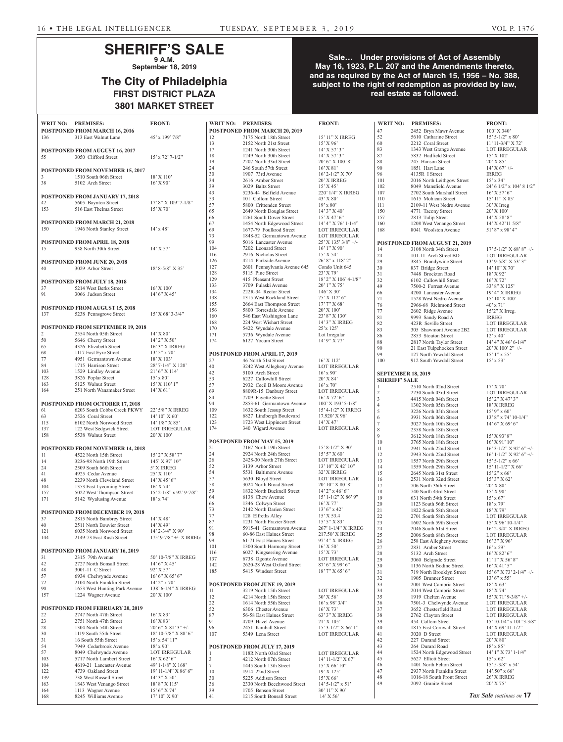# SHERIFF'S SALE

**9 A.M.**

**September 18, 2019**

## The City of Philadelphia

### FIRST DISTRICT PLAZA

### 3801 MARKET STREET

**Sale… Under provisions of Act of Assembly May 16, 1923, P.L. 207 and the Amendments thereto, and as required by the Act of March 15, 1956 – No. 388, subject to the right of redemption as provided by law, real estate as followed.**

| WRIT NO: | PREMISES: | FRONT: |
|---|---|---|
| | **POSTPONED FROM MARCH 16, 2016** | |
| 136 | 313 East Walnut Lane | 45' x 199' 7/8" |
| | **POSTPONED FROM AUGUST 16, 2017** | |
| 55 | 3050 Clifford Street | 15' x 72' 7-1/2" |
| | **POSTPONED FROM NOVEMBER 15, 2017** | |
| 3 | 1510 South 06th Street | 18' X 110' |
| 38 | 5102 Arch Street | 16' X 90' |
| | **POSTPONED FROM JANUARY 17, 2018** | |
| 42 | 5605 Baynton Street | 17' 8" X 109' 7-1/8" |
| 153 | 516 East Thelma Street | 15' X 70' |
| | **POSTPONED FROM MARCH 21, 2018** | |
| 150 | 1946 North Stanley Street | 14' x 48' |
| | **POSTPONED FROM APRIL 18, 2018** | |
| 15 | 938 North 30th Street | 14' X 57' |
| | **POSTPONED FROM JUNE 20, 2018** | |
| 40 | 3029 Arbor Street | 18' 8-5/8" X 35' |
| | **POSTPONED FROM JULY 18, 2018** | |
| 37 | 5214 West Berks Street | 16' X 100' |
| 91 | 3066 Judson Street | 14' 6" X 45' |
| | **POSTPONED FROM AUGUST 15, 2018** | |
| 137 | 5238 Pennsgrove Street | 15' X 68' 3-3/4" |
| | **POSTPONED FROM SEPTEMBER 19, 2018** | |
| 2 | 2554 North 05th Street | 14' X 80' |
| 50 | 5646 Cherry Street | 14' 2" X 50' |
| 65 | 4326 Elizabeth Street | 16' 3" X IRREG |
| 68 | 1117 East Eyre Street | 13' 5" X 70' |
| 77 | 4951 Germantown Avenue | 18' X 103' |
| 84 | 1715 Harrison Street | 28' 7-1/4" X 120' |
| 103 | 1529 Lindley Avenue | 21' 6" X 114' |
| 128 | 3826 Poplar Street | 15' x 80' |
| 163 | 5125 Walnut Street | 15' X 110' 1" |
| 164 | 251 North Wanamaker Street | 14' X 61' |
| | **POSTPONED FROM OCTOBER 17, 2018** | |
| 61 | 6203 South Cobbs Creek PKWY | 22' 5/8" X IRREG |
| 63 | 2526 Coral Street | 14' 10" X 60' |
| 115 | 6102 North Norwood Street | 14' 1/8" X 85' |
| 137 | 122 West Sedgwick Street | LOT IRREGULAR |
| 158 | 5538 Walnut Street | 20' X 100' |
| | **POSTPONED FROM NOVEMBER 14, 2018** | |
| 11 | 4522 North 15th Street | 15' 2" X 58' 7" |
| 14 | 3236-98 North 19th Street | 145' X 97' 10" |
| 24 | 2509 South 66th Street | 5' X IRREG |
| 41 | 4925 Cedar Avenue | 25' X 110' |
| 48 | 2239 North Cleveland Street | 14' X 45' 6" |
| 104 | 1353 East Lycoming Street | 16' X 74' |
| 157 | 5022 West Thompson Street | 15' 2-1/8" x 92' 9-7/8" |
| 171 | 5142 Wyalusing Avenue | 18' x 74' |
| | **POSTPONED FROM DECEMBER 19, 2018** | |
| 37 | 2815 North Bambrey Street | 14' X 48' |
| 40 | 2511 North Bouvier Street | 14' X 49' |
| 121 | 6035 North Norwood Street | 14' 2-3/4" X 90' |
| 144 | 2149-73 East Rush Street | 175' 9-7/8" +/- X IRREG |
| | **POSTPONED FROM JANUARY 16, 2019** | |
| 31 | 2315 79th Avenue | 50' 10-7/8" X IRREG |
| 42 | 2727 North Bonsall Street | 14' 6" X 45' |
| 48 | 3001-11 C Street | 92' X 57' |
| 57 | 6934 Chelwynde Avenue | 16' 6" X 65' 6" |
| 72 | 2104 North Franklin Street | 14' 2" x 70' |
| 90 | 1653 West Hunting Park Avenue | 138' 6-1/4" X IRREG |
| 157 | 1224 Wagner Avenue | 20' X 100' |
| | **POSTPONED FROM FEBRUARY 20, 2019** | |
| 22 | 2747 North 47th Street | 16' X 83' |
| 23 | 2751 North 47th Street | 16' X 83' |
| 28 | 1304 North 54th Street | 20' 6" X 81' 3" +/- |
| 30 | 1119 South 55th Street | 18' 10-7/8" X 80' 6" |
| 31 | 16 South 55th Street | 15' x 54' 11" |
| 54 | 7949 Cedarbrook Avenue | 18' x 90' |
| 57 | 8049 Chelwynde Avenue | LOT IRREGULAR |
| 103 | 5717 North Lambert Street | 16' X 62' 6" |
| 104 | 4619-21 Lancaster Avenue | 49' 1-1/8" X 168' |
| 122 | 4739 Oakland Street | 19' 11-1/4" X 86' 6" |
| 139 | 738 West Russell Street | 14' 3" X 50' |
| 163 | 1843 West Venango Street | 18' 8" X 115' |
| 164 | 1113 Wagner Avenue | 15' 6" X 74' |
| 168 | 8245 Williams Avenue | 17' 10" X 90' |
| | **POSTPONED FROM MARCH 20, 2019** | |
| 12 | 7175 North 18th Street | 15' 11" X IRREG |
| 13 | 2152 North 21st Street | 15' X 96' |
| 17 | 1241 North 30th Street | 14' X 57' 3" |
| 18 | 1249 North 30th Street | 14' X 57' 3" |
| 19 | 2207 North 33rd Street | 20' 6" X 100' 8" |
| 24 | 246 South 57th Street | 16' X 81' |
| 30 | 1907 73rd Avenue | 16' 2-1/2" X 70' |
| 34 | 2616 Amber Street | 20' X IRREG |
| 39 | 3029 Baltz Street | 15' X 45' |
| 43 | 5236-44 Belfield Avenue | 220' 1/4" X IRREG |
| 53 | 101 Collom Street | 43' X 80' |
| 57 | 5800 Crittenden Street | 19' x 80' |
| 65 | 2649 North Douglas Street | 14' 3" X 40' |
| 66 | 1261 South Dover Street | 15' X 47' 6" |
| 67 | 1454 North Edgewood Street | 14' 4" X 76' 1-1/4" |
| 69 | 1677-79 Foulkrod Street | LOT IRREGULAR |
| 73 | 1848-52 Germantown Avenue | LOT IRREGULAR |
| 99 | 5016 Lancaster Avenue | 25' X 135' 3/8" +/- |
| 104 | 7202 Leonard Street | 16' 1" X 90' |
| 116 | 2916 Nicholas Street | 15' X 54' |
| 126 | 4214 Parkside Avenue | 26' 8" x 118' 2" |
| 127 | 2601 Pennsylvania Avenue 645 | Condo Unit 645 |
| 128 | 5115 Pine Street | 23' X 79' |
| 129 | 415 Pleasant Street | 18' 2" X 106' 4-1/8" |
| 133 | 3709 Pulaski Avenue | 20' 1" X 75' |
| 134 | 222R-34 Rector Street | 146' X 30' |
| 138 | 1315 West Rockland Street | 75' X 112' 6" |
| 155 | 2664 East Thompson Street | 17' 7" X 68' |
| 156 | 5800 Torresdale Avenue | 20' X 100' |
| 160 | 546 East Washington Lane | 23' 8" X 130' |
| 168 | 224 West Wishart Street | 14' 3" X IRREG |
| 170 | 5422 Wyndale Avenue | 25'x 125' |
| 171 | 5736 Wyndale Avenue | Lot Irregular |
| 174 | 6127 Yocum Street | 14' 9" X 77' |
| | **POSTPONED FROM APRIL 17, 2019** | |
| 27 | 46 North 51st Street | 16' X 112' |
| 40 | 3242 West Allegheny Avenue | LOT IRREGULAR |
| 42 | 5100 Arch Street | 16' x 90' |
| 53 | 6227 Callowhill Street | 20' X 84' |
| 57 | 2932 Cecil B Moore Avenue | 16' x 70' |
| 69 | 8809R-15 Danbury Street | LOT IRREGULAR |
| 84 | 7709 Fayette Street | 16' X 72' 6" |
| 94 | 2853-61 Germantown Avenue | 100' X 193' 5-1/8" |
| 109 | 1632 South Jessup Street | 15' 4-1/2" X IRREG |
| 122 | 6827 Lindbergh Boulevard | 17.920' X 96' |
| 123 | 1723 West Lippincott Street | 14' X 47' |
| 174 | 340 Wigard Avenue | LOT IRREGULAR |
| | **POSTPONED FROM MAY 15, 2019** | |
| 21 | 7167 North 19th Street | 15' 8-1/2" X 90' |
| 24 | 2924 North 24th Street | 15' 5" X 60' |
| 26 | 2428-30 North 27th Street | LOT IRREGULAR |
| 52 | 3139 Arbor Street | 13' 10" X 42' 10" |
| 54 | 5531 Baltimore Avenue | 32' X IRREG |
| 57 | 5630 Bloyd Street | LOT IRREGULAR |
| 58 | 3024 North Broad Street | 20' 10" X 80' 8" |
| 59 | 1832 North Bucknell Street | 14' 2" x 46' 6" |
| 64 | 6138 Chew Avenue | 15' 1-1/2" X 86' 9" |
| 66 | 1346 Colwyn Street | 16' X 77' |
| 73 | 2142 North Darien Street | 13' 6" x 42' |
| 77 | 128 Elfreths Alley | 15' X 53.4 |
| 87 | 1231 North Frazier Street | 15' 5" X 83' |
| 91 | 5915-41 Germantown Avenue | 267' 1-1/4" X IRREG |
| 98 | 60-86 East Haines Street | 217.50' X IRREG |
| 99 | 61-71 East Haines Street | 97' 4" X IRREG |
| 101 | 1300 South Harmony Street | 16' X 50' |
| 116 | 6027 Kingsessing Avenue | 15' X 73' |
| 137 | 6738 Ogontz Avenue | LOT IRREGULAR |
| 142 | 2620-28 West Oxford Street | 87' 6" X 99' 6" |
| 185 | 5415 Windsor Street | 18' 7" X 65' 6" |
| | **POSTPONED FROM JUNE 19, 2019** | |
| 11 | 3219 North 15th Street | LOT IRREGULAR |
| 12 | 4214 North 15th Street | 30' X 56' |
| 22 | 1614 North 55th Street | 16' x 98' 3/4" |
| 52 | 6306 Chester Avenue | 16' X 73' |
| 87 | 56-58 East Haines Street | 63' 3" X IRREG |
| 91 | 4709 Hazel Avenue | 21' X 105' |
| 96 | 2451 Kimball Street | 15' 3-1/2" X 66' 1" |
| 107 | 5349 Lena Street | LOT IRREGULAR |
| | **POSTPONED FROM JULY 17, 2019** | |
| 1 | 118R North 03rd Street | LOT IRREGULAR |
| 3 | 4212 North 07th Street | 14' 11-1/2" X 67' |
| 7 | 1445 South 13th Street | 15' X 66' 10" |
| 10 | 1914 22nd Street | 19' X 125' |
| 30 | 5225 Addison Street | 15' X 66' |
| 36 | 2330 North Beechwood Street | 14' 5-1/2" x 51' |
| 39 | 1705 Benson Street | 30' 11" X 90' |
| 41 | 1215 South Bonsall Street | 14' X 56' |
| 47 | 2452 Bryn Mawr Avenue | 100' X 340' |
| 52 | 5610 Catharine Street | 15' 5-1/2" x 80' |
| 60 | 2212 Coral Street | 11' 11-3/4" X 72' |
| 83 | 1343 West Grange Avenue | LOT IRREGULAR |
| 87 | 5832 Hadfield Street | 15' X 102' |
| 88 | 245 Hanson Street | 20' X 85' |
| 90 | 1851 Hart Lane | 14' X 67' +/- |
| 96 | 4135R I Street | IRREG |
| 101 | 2016 North Leithgow Street | 15' x 34' |
| 102 | 8049 Mansfield Avenue | 24' 6 1/2" x 104' 8 1/2" |
| 107 | 2702 South Marshall Street | 16' X 57' 6" |
| 110 | 1615 Mohican Street | 15' 11" X 85' |
| 111 | 2109-11 West Nedro Avenue | 30' X Irreg |
| 150 | 4771 Tacony Street | 20' X 100' |
| 157 | 2813 Tulip Street | 14' X 58' 8" |
| 160 | 1208 West Venango Street | 14' X 42'11 5/8" |
| 168 | 8041 Woolston Avenue | 51' 8" x 98' 4" |
| | **POSTPONED FROM AUGUST 21, 2019** | |
| 14 | 3108 North 34th Street | 17' 5-1/2" X 68' 8" +/- |
| 24 | 101-11 Arch Street BD | LOT IRREGULAR |
| 29 | 3845 Brandywine Street | 13' 9-5/8" X 53' 3" |
| 30 | 837 Bridge Street | 14' 10" X 70' |
| 31 | 7448 Brockton Road | 18' X 92' |
| 32 | 6102 Callowhill Street | 16' X 72' |
| 49 | 7500-2 Forrest Avenue | 33' 8" X 125' |
| 66 | 4200 Lancaster Avenue | 19' 4" X IRREG |
| 71 | 1528 West Nedro Avenue | 15' 10' X 100' |
| 76 | 2966-68 Richmond Street | 40' x 71' |
| 77 | 2602 Ridge Avenue | 15'2" X Irreg. |
| 81 | 9993 Sandy Road A | IRREG |
| 82 | 423R Seville Street | LOT IRREGULAR |
| 83 | 305 Shawmont Avenue 2B2 | LOT IRREGULAR |
| 86 | 2853 Stouton Street | 12' x 40' |
| 88 | 2817 North Taylor Street | 14' 4" X 46' 6-1/4" |
| 90 | 21 East Tulpehocken Street | 20' X 100' 2" +/- |
| 99 | 127 North Yewdall Street | 15' 1" x 55' |
| 100 | 912 South Yewdall Street | 15' x 53' |
| | **SEPTEMBER 18, 2019** | |
| | **SHERIFF' SALE** | |
| 1 | 2510 North 02nd Street | 17' X 70' |
| 2 | 2230 South 03rd Street | LOT IRREGULAR |
| 3 | 4415 North 04th Street | 15' 2" X 47' 3" |
| 4 | 1302 North 05th Street | 18' X IRREG |
| 5 | 3226 North 05th Street | 15' 9" x 60' |
| 6 | 3931 North 06th Street | 13' 8" x 74' 10-1/4" |
| 7 | 3027 North 10th Street | 14' 6" X 69' 6" |
| 8 | 2358 North 18th Street | |
| 9 | 3612 North 18th Street | 15' X 93' 8" |
| 10 | 3765 North 18th Street | 16' X 91' 10" |
| 11 | 2941 North 22nd Street | 16' 3-1/2" X 92' 6" +/- |
| 12 | 2943 North 22nd Street | 16' 1-1/2" X 92' 6" +/- |
| 13 | 1557 North 29th Street | 15' 5-1/2" x 66' |
| 14 | 1559 North 29th Street | 15' 11-1/2" X 66' |
| 15 | 2645 North 31st Street | 15' 2" x 66' |
| 16 | 2531 North 32nd Street | 15' 3" X 62' |
| 17 | 706 North 36th Street | 20' X 80' |
| 18 | 740 North 43rd Street | 15' X 90' |
| 19 | 631 North 54th Street | 15' x 67' |
| 20 | 1123 South 56th Street | 18' x 79' |
| 21 | 1822 South 58th Street | 18' X 79' |
| 22 | 2701 South 58th Street | LOT IRREGULAR |
| 23 | 1602 North 59th Street | 15' X 96' 10-1/4" |
| 24 | 2046 South 61st Street | 16' 2-3/4" X IRREG |
| 25 | 2006 South 68th Street | LOT IRREGULAR |
| 26 | 258 East Allegheny Avenue | 16' 3" X 96' |
| 27 | 2831 Amber Street | 16' x 59' |
| 28 | 5132 Arch Street | 16' X 82' 6" |
| 29 | 3060 Belgrade Street | 11' 1" X 56' 8" |
| 30 | 1136 North Bodine Street | 16' X 41' 5" |
| 31 | 719 North Brooklyn Street | 15' 6" X 73' 2-1/4" +/- |
| 32 | 1905 Brunner Street | 13' 6" x 55' |
| 33 | 2001 West Cambria Street | 18' X 63' |
| 34 | 2014 West Cambria Street | 18' X 74' |
| 35 | 1919 Chelten Avenue | 15' X 71' 9-3/8" +/- |
| 36 | 7501-3 Chelwynde Avenue | LOT IRREGULAR |
| 37 | 3652 Chesterfield Road | LOT IRREGULAR |
| 38 | 2762 Clayton Street | LOT IRREGULAR |
| 39 | 454 Collom Street | 15' 10-1/4" x 101' 3-3/8" |
| 40 | 1815 East Cornwall Street | 14' X 69' 11-1/2" |
| 41 | 3020 D Street | LOT IRREGULAR |
| 42 | 227 Durand Street | 20' X 80' |
| 43 | 264 Durard Road | 18' x 85' |
| 44 | 1524 North Edgewood Street | 14' 1" X 73' 1-1/4" |
| 45 | 5627 Elliott Street | 15' x 62' |
| 46 | 1401 North Felton Street | 15' 5-3/8" x 54' |
| 47 | 2937 North Franklin Street | 14'.50" x 66' |
| 48 | 1016-18 South Front Street | 26' X IRREG |
| 49 | 2092 Granite Street | 20' X 75' |

*Tax Sale continues on* **17**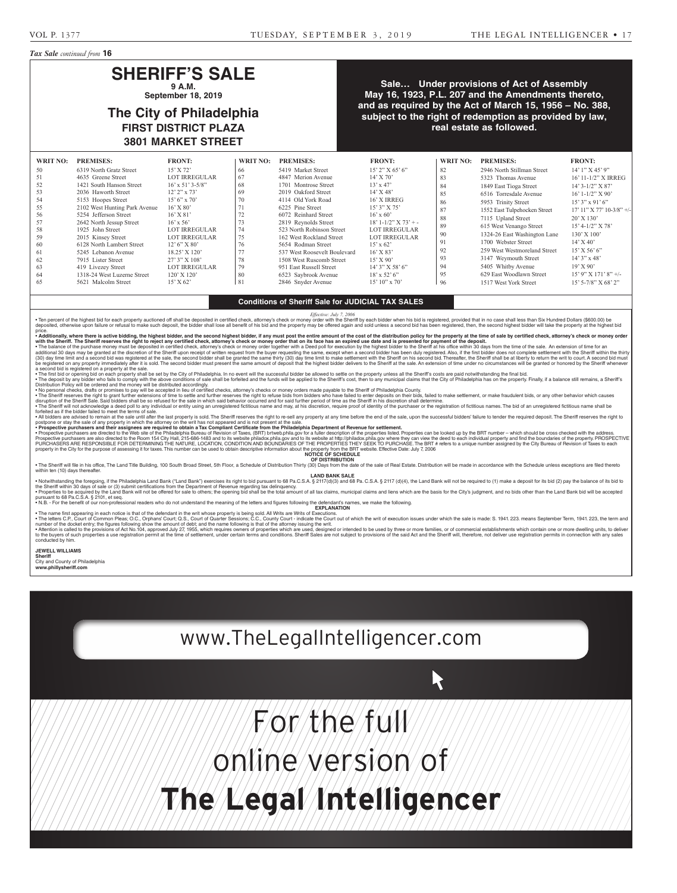*Tax Sale continued from* **16**

# SHERIFF'S SALE

**9 A.M.**
**September 18, 2019**

## The City of Philadelphia

**FIRST DISTRICT PLAZA**
**3801 MARKET STREET**

**Sale… Under provisions of Act of Assembly May 16, 1923, P.L. 207 and the Amendments thereto, and as required by the Act of March 15, 1956 – No. 388, subject to the right of redemption as provided by law, real estate as followed.**

| WRIT NO: | PREMISES: | FRONT: |
|---|---|---|
| 50 | 6319 North Gratz Street | 15' X 72' |
| 51 | 4635 Greene Street | LOT IRREGULAR |
| 52 | 1421 South Hanson Street | 16' x 51' 3-5/8" |
| 53 | 2036 Haworth Street | 12' 2" x 73' |
| 54 | 5153 Hoopes Street | 15' 6" x 70' |
| 55 | 2102 West Hunting Park Avenue | 16' X 80' |
| 56 | 5254 Jefferson Street | 16' X 81' |
| 57 | 2642 North Jessup Street | 16' x 56' |
| 58 | 1925 John Street | LOT IRREGULAR |
| 59 | 2015 Kinsey Street | LOT IRREGULAR |
| 60 | 6128 North Lambert Street | 12' 6" X 80' |
| 61 | 5245 Lebanon Avenue | 18.25' X 120' |
| 62 | 7915 Lister Street | 27' 3" X 108' |
| 63 | 419 Livezey Street | LOT IRREGULAR |
| 64 | 1318-24 West Luzerne Street | 120' X 120' |
| 65 | 5621 Malcolm Street | 15' X 62' |
| 66 | 5419 Market Street | 15' 2" X 65' 6" |
| 67 | 4847 Merion Avenue | 14' X 70' |
| 68 | 1701 Montrose Street | 13' x 47' |
| 69 | 2019 Oakford Street | 14' X 48' |
| 70 | 4114 Old York Road | 16' X IRREG |
| 71 | 6225 Pine Street | 15' 3" X 75' |
| 72 | 6072 Reinhard Street | 16' x 60' |
| 73 | 2819 Reynolds Street | 18' 1-1/2" X 73' + - |
| 74 | 523 North Robinson Street | LOT IRREGULAR |
| 75 | 162 West Rockland Street | LOT IRREGULAR |
| 76 | 5654 Rodman Street | 15' x 62' |
| 77 | 537 West Roosevelt Boulevard | 16' X 83' |
| 78 | 1508 West Ruscomb Street | 15' X 90' |
| 79 | 951 East Russell Street | 14' 3" X 58' 6" |
| 80 | 6523 Saybrook Avenue | 18' x 52' 6" |
| 81 | 2846 Snyder Avenue | 15' 10" x 70' |
| 82 | 2946 North Stillman Street | 14' 1" X 45' 9" |
| 83 | 5323 Thomas Avenue | 16' 11-1/2" X IRREG |
| 84 | 1849 East Tioga Street | 14' 3-1/2" X 87' |
| 85 | 6516 Torresdale Avenue | 16' 1-1/2" X 90' |
| 86 | 5953 Trinity Street | 15' 3" x 91' 6" |
| 87 | 1552 East Tulpehocken Street | 17' 11" X 77' 10-3/8" +/- |
| 88 | 7115 Upland Street | 20' X 130' |
| 89 | 615 West Venango Street | 15' 4-1/2" X 78' |
| 90 | 1324-26 East Washington Lane | 130' X 100' |
| 91 | 1700 Webster Street | 14' X 40' |
| 92 | 259 West Westmoreland Street | 15' X 56' 6" |
| 93 | 3147 Weymouth Street | 14' 3" x 48' |
| 94 | 5405 Whitby Avenue | 19' X 90' |
| 95 | 629 East Woodlawn Street | 15' 9" X 171' 8" +/- |
| 96 | 1517 West York Street | 15' 5-7/8" X 68' 2" |

### Conditions of Sheriff Sale for JUDICIAL TAX SALES

*Effective: July 7, 2006*

• Ten percent of the highest bid for each property auctioned off shall be deposited in certified check, attorney's check or money order with the Sheriff by each bidder when his bid is registered, provided that in no case shall less than Six Hundred Dollars ($600.00) be deposited, otherwise upon failure or refusal to make such deposit, the bidder shall lose all benefit of his bid and the property may be offered again and sold unless a second bid has been registered, then, the second highest bidder will take the property at the highest bid price.

• **Additionally, where there is active bidding, the highest bidder, and the second highest bidder, if any must post the entire amount of the cost of the distribution policy for the property at the time of sale by certified check, attorney's check or money order with the Sheriff. The Sheriff reserves the right to reject any certified check, attorney's check or money order that on its face has an expired use date and is presented for payment of the deposit.**

• The balance of the purchase money must be deposited in certified check, attorney's check or money order together with a Deed poll for execution by the highest bidder to the Sheriff at his office within 30 days from the time of the sale. An extension of time for an additional 30 days may be granted at the discretion of the Sheriff upon receipt of written request from the buyer requesting the same, except when a second bidder has been duly registered. Also, if the first bidder does not complete settlement with the Sheriff within the thirty (30) day time limit and a second bid was registered at the sale, the second bidder shall be granted the same thirty (30) day time limit to make settlement with the Sheriff on his second bid. Thereafter, the Sheriff shall be at liberty to return the writ to court. A second bid must be registered on any property immediately after it is sold. The second bidder must present the same amount of deposit that the highest bidder delivers to the Sheriff at the sale. An extension of time under no circumstances will be granted or honored by the Sheriff whenever a second bid is registered on a property at the sale.

• The first bid or opening bid on each property shall be set by the City of Philadelphia. In no event will the successful bidder be allowed to settle on the property unless all the Sheriff's costs are paid notwithstanding the final bid.

• The deposit by any bidder who fails to comply with the above conditions of sale shall be forfeited and the funds will be applied to the Sheriff's cost, then to any municipal claims that the City of Philadelphia has on the property. Finally, if a balance still remains, a Sheriff's Distribution Policy will be ordered and the money will be distributed accordingly.

• No personal checks, drafts or promises to pay will be accepted in lieu of certified checks, attorney's checks or money orders made payable to the Sheriff of Philadelphia County.

• The Sheriff reserves the right to grant further extensions of time to settle and further reserves the right to refuse bids from bidders who have failed to enter deposits on their bids, failed to make settlement, or make fraudulent bids, or any other behavior which causes disruption of the Sheriff Sale. Said bidders shall be so refused for the sale in which said behavior occurred and for said further period of time as the Sheriff in his discretion shall determine.

• The Sheriff will not acknowledge a deed poll to any individual or entity using an unregistered fictitious name and may, at his discretion, require proof of identity of the purchaser or the registration of fictitious names. The bid of an unregistered fictitious name shall be forfeited as if the bidder failed to meet the terms of sale.

• All bidders are advised to remain at the sale until after the last property is sold. The Sheriff reserves the right to re-sell any property at any time before the end of the sale, upon the successful bidders' failure to tender the required deposit. The Sheriff reserves the right to postpone or stay the sale of any property in which the attorney on the writ has not appeared and is not present at the sale.

• **Prospective purchasers and their assignees are required to obtain a Tax Compliant Certificate from the Philadelphia Department of Revenue for settlement.**

• Prospective purchasers are directed to the Web site of the Philadelphia Bureau of Revision of Taxes, (BRT) brtweb.phila.gov for a fuller description of the properties listed. Properties can be looked up by the BRT number – which should be cross checked with the address. Prospective purchasers are also directed to the Room 154 City Hall, 215-686-1483 and to its website philadox.phila.gov and to its website at http://philadox.phila.gov where they can view the deed to each individual property and find the boundaries of the property. PROSPECTIVE PURCHASERS ARE RESPONSIBLE FOR DETERMINING THE NATURE, LOCATION, CONDITION AND BOUNDARIES OF THE PROPERTIES THEY SEEK TO PURCHASE. The BRT # refers to a unique number assigned by the City Bureau of Revision of Taxes to each property in the City for the purpose of assessing it for taxes. This number can be used to obtain descriptive information about the property from the BRT website. Effective Date: July 7, 2006

**NOTICE OF SCHEDULE OF DISTRIBUTION**

• The Sheriff will file in his office, The Land Title Building, 100 South Broad Street, 5th Floor, a Schedule of Distribution Thirty (30) Days from the date of the sale of Real Estate. Distribution will be made in accordance with the Schedule unless exceptions are filed thereto within ten (10) days thereafter.

**LAND BANK SALE**

• Notwithstanding the foregoing, if the Philadelphia Land Bank ("Land Bank") exercises its right to bid pursuant to 68 Pa.C.S.A. § 2117(d)(3) and 68 Pa. C.S.A. § 2117 (d)(4), the Land Bank will not be required to (1) make a deposit for its bid (2) pay the balance of its bid to the Sheriff within 30 days of sale or (3) submit certifications from the Department of Revenue regarding tax delinquency.

• Properties to be acquired by the Land Bank will not be offered for sale to others; the opening bid shall be the total amount of all tax claims, municipal claims and liens which are the basis for the City's judgment, and no bids other than the Land Bank bid will be accepted pursuant to 68 Pa.C.S.A. § 2101, et seq.

• N.B. - For the benefit of our non-professional readers who do not understand the meaning of the letters and figures following the defendant's names, we make the following.

**EXPLANATION**

• The name first appearing in each notice is that of the defendant in the writ whose property is being sold. All Writs are Writs of Executions.

• The letters C.P., Court of Common Pleas; O.C., Orphans' Court; Q.S., Court of Quarter Sessions; C.C., County Court - indicate the Court out of which the writ of execution issues under which the sale is made: S. 1941. 223. means September Term, 1941. 223, the term and number of the docket entry; the figures following show the amount of debt; and the name following is that of the attorney issuing the writ.

• Attention is called to the provisions of Act No.104, approved July 27, 1955, which requires owners of properties which are used, designed or intended to be used by three or more families, or of commercial establishments which contain one or more dwelling units, to deliver to the buyers of such properties a use registration permit at the time of settlement, under certain terms and conditions. Sheriff Sales are not subject to provisions of the said Act and the Sheriff will, therefore, not deliver use registration permits in connection with any sales conducted by him.

**JEWELL WILLIAMS**
**Sheriff**
City and County of Philadelphia
**www.phillysheriff.com**

www.TheLegalIntelligencer.com

For the full online version of **The Legal Intelligencer**